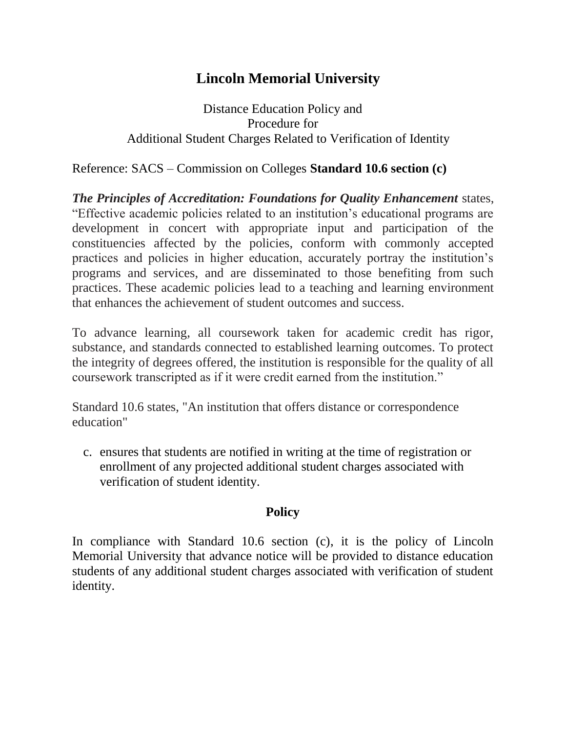# Lincoln Memorial University

Distance Education Policy and
Procedure for
Additional Student Charges Related to Verification of Identity

Reference: SACS – Commission on Colleges **Standard 10.6 section (c)**

***The Principles of Accreditation: Foundations for Quality Enhancement*** states, "Effective academic policies related to an institution's educational programs are development in concert with appropriate input and participation of the constituencies affected by the policies, conform with commonly accepted practices and policies in higher education, accurately portray the institution's programs and services, and are disseminated to those benefiting from such practices. These academic policies lead to a teaching and learning environment that enhances the achievement of student outcomes and success.

To advance learning, all coursework taken for academic credit has rigor, substance, and standards connected to established learning outcomes. To protect the integrity of degrees offered, the institution is responsible for the quality of all coursework transcripted as if it were credit earned from the institution."

Standard 10.6 states, "An institution that offers distance or correspondence education"

c. ensures that students are notified in writing at the time of registration or enrollment of any projected additional student charges associated with verification of student identity.

## Policy

In compliance with Standard 10.6 section (c), it is the policy of Lincoln Memorial University that advance notice will be provided to distance education students of any additional student charges associated with verification of student identity.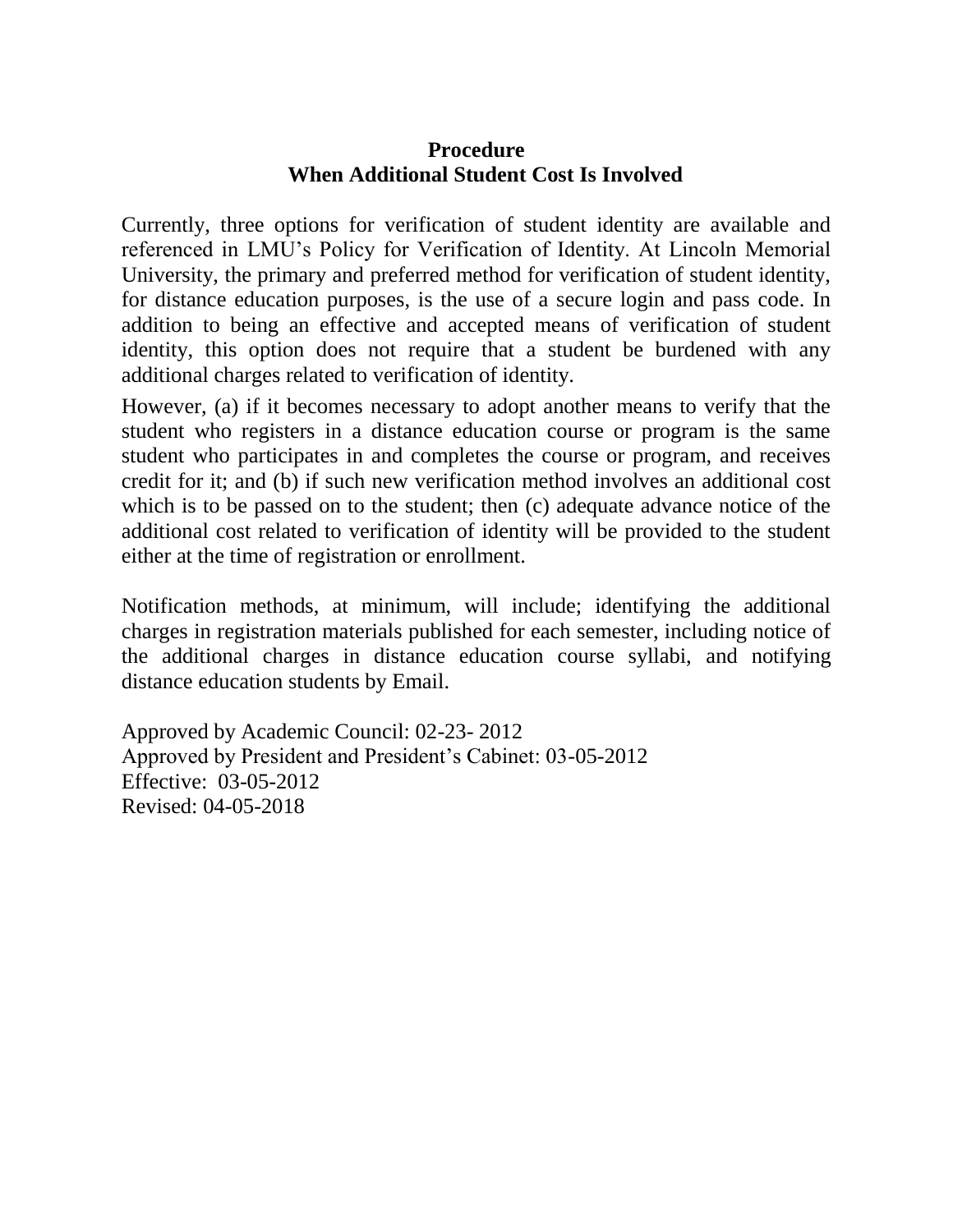## Procedure
## When Additional Student Cost Is Involved

Currently, three options for verification of student identity are available and referenced in LMU's Policy for Verification of Identity. At Lincoln Memorial University, the primary and preferred method for verification of student identity, for distance education purposes, is the use of a secure login and pass code. In addition to being an effective and accepted means of verification of student identity, this option does not require that a student be burdened with any additional charges related to verification of identity.

However, (a) if it becomes necessary to adopt another means to verify that the student who registers in a distance education course or program is the same student who participates in and completes the course or program, and receives credit for it; and (b) if such new verification method involves an additional cost which is to be passed on to the student; then (c) adequate advance notice of the additional cost related to verification of identity will be provided to the student either at the time of registration or enrollment.

Notification methods, at minimum, will include; identifying the additional charges in registration materials published for each semester, including notice of the additional charges in distance education course syllabi, and notifying distance education students by Email.

Approved by Academic Council: 02-23- 2012
Approved by President and President's Cabinet: 03-05-2012
Effective: 03-05-2012
Revised: 04-05-2018